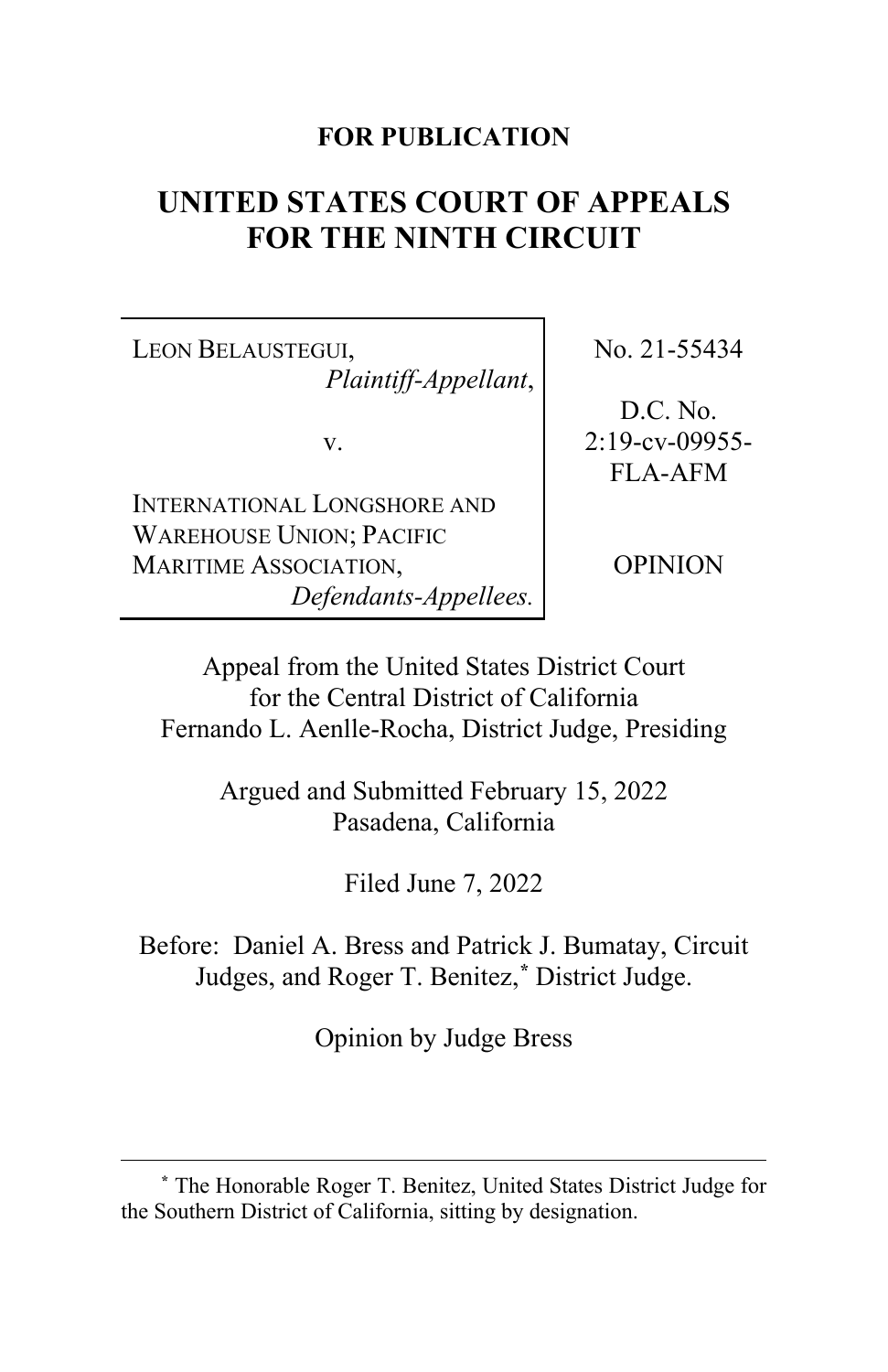**FOR PUBLICATION**

# UNITED STATES COURT OF APPEALS FOR THE NINTH CIRCUIT

| | |
|---|---|
| LEON BELAUSTEGUI, *Plaintiff-Appellant*, v. INTERNATIONAL LONGSHORE AND WAREHOUSE UNION; PACIFIC MARITIME ASSOCIATION, *Defendants-Appellees.* | No. 21-55434 D.C. No. 2:19-cv-09955-FLA-AFM OPINION |

Appeal from the United States District Court for the Central District of California
Fernando L. Aenlle-Rocha, District Judge, Presiding

Argued and Submitted February 15, 2022
Pasadena, California

Filed June 7, 2022

Before: Daniel A. Bress and Patrick J. Bumatay, Circuit Judges, and Roger T. Benitez,* District Judge.

Opinion by Judge Bress

---

\* The Honorable Roger T. Benitez, United States District Judge for the Southern District of California, sitting by designation.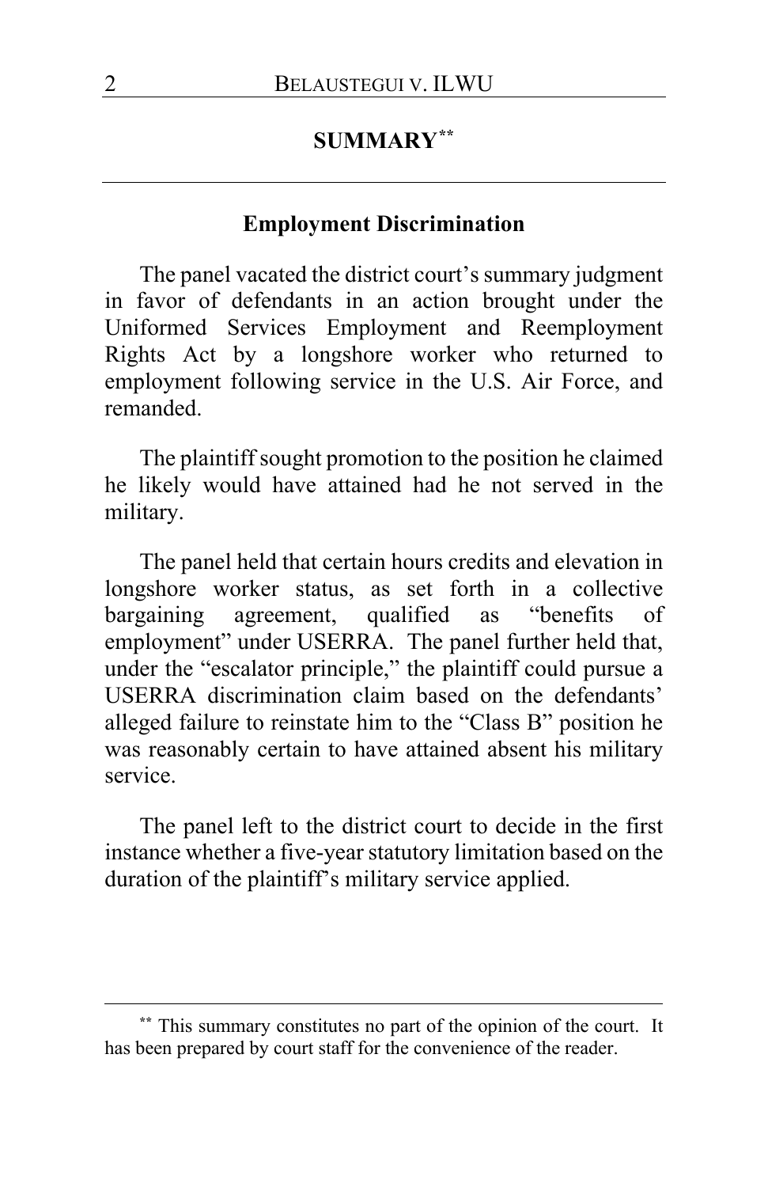## SUMMARY[**]

### Employment Discrimination

The panel vacated the district court's summary judgment in favor of defendants in an action brought under the Uniformed Services Employment and Reemployment Rights Act by a longshore worker who returned to employment following service in the U.S. Air Force, and remanded.

The plaintiff sought promotion to the position he claimed he likely would have attained had he not served in the military.

The panel held that certain hours credits and elevation in longshore worker status, as set forth in a collective bargaining agreement, qualified as "benefits of employment" under USERRA. The panel further held that, under the "escalator principle," the plaintiff could pursue a USERRA discrimination claim based on the defendants' alleged failure to reinstate him to the "Class B" position he was reasonably certain to have attained absent his military service.

The panel left to the district court to decide in the first instance whether a five-year statutory limitation based on the duration of the plaintiff's military service applied.

[**] This summary constitutes no part of the opinion of the court. It has been prepared by court staff for the convenience of the reader.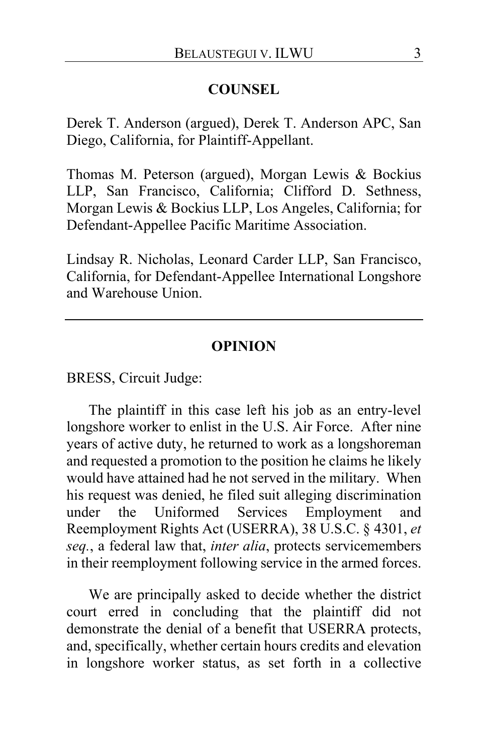## COUNSEL

Derek T. Anderson (argued), Derek T. Anderson APC, San Diego, California, for Plaintiff-Appellant.

Thomas M. Peterson (argued), Morgan Lewis & Bockius LLP, San Francisco, California; Clifford D. Sethness, Morgan Lewis & Bockius LLP, Los Angeles, California; for Defendant-Appellee Pacific Maritime Association.

Lindsay R. Nicholas, Leonard Carder LLP, San Francisco, California, for Defendant-Appellee International Longshore and Warehouse Union.

---

## OPINION

BRESS, Circuit Judge:

The plaintiff in this case left his job as an entry-level longshore worker to enlist in the U.S. Air Force. After nine years of active duty, he returned to work as a longshoreman and requested a promotion to the position he claims he likely would have attained had he not served in the military. When his request was denied, he filed suit alleging discrimination under the Uniformed Services Employment and Reemployment Rights Act (USERRA), 38 U.S.C. § 4301, *et seq.*, a federal law that, *inter alia*, protects servicemembers in their reemployment following service in the armed forces.

We are principally asked to decide whether the district court erred in concluding that the plaintiff did not demonstrate the denial of a benefit that USERRA protects, and, specifically, whether certain hours credits and elevation in longshore worker status, as set forth in a collective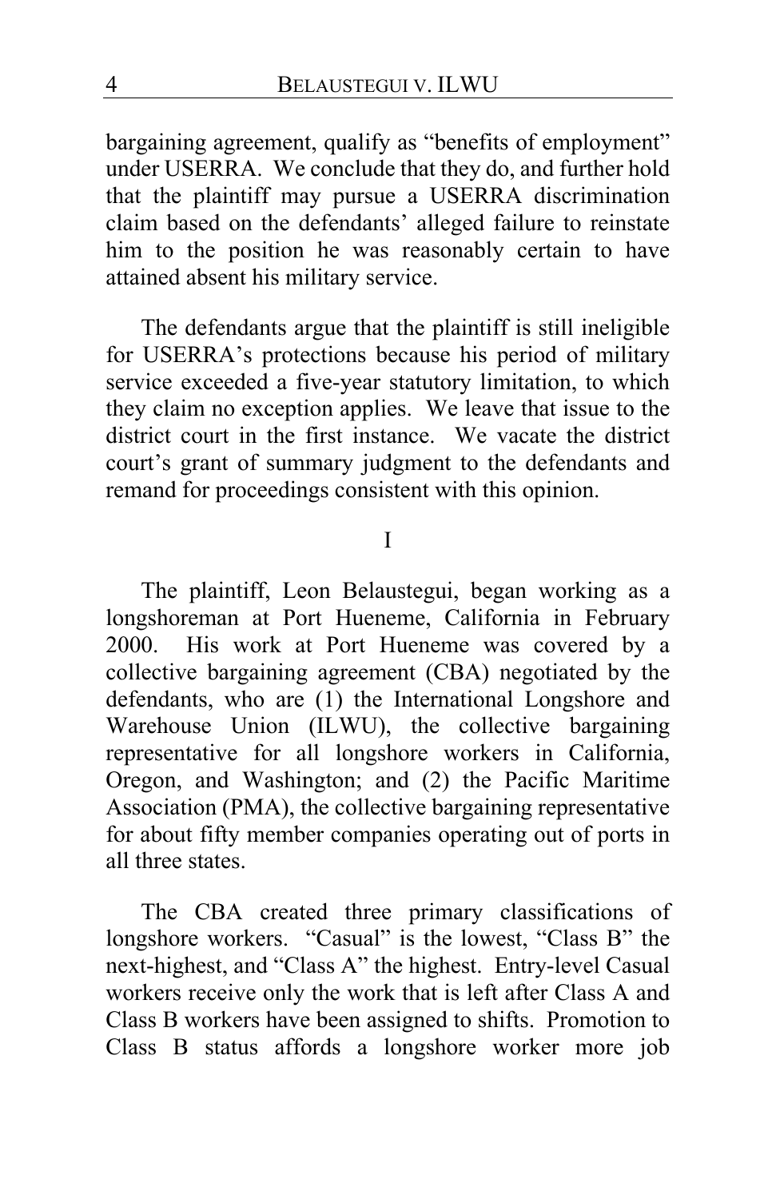bargaining agreement, qualify as "benefits of employment" under USERRA. We conclude that they do, and further hold that the plaintiff may pursue a USERRA discrimination claim based on the defendants' alleged failure to reinstate him to the position he was reasonably certain to have attained absent his military service.

The defendants argue that the plaintiff is still ineligible for USERRA's protections because his period of military service exceeded a five-year statutory limitation, to which they claim no exception applies. We leave that issue to the district court in the first instance. We vacate the district court's grant of summary judgment to the defendants and remand for proceedings consistent with this opinion.

## I

The plaintiff, Leon Belaustegui, began working as a longshoreman at Port Hueneme, California in February 2000. His work at Port Hueneme was covered by a collective bargaining agreement (CBA) negotiated by the defendants, who are (1) the International Longshore and Warehouse Union (ILWU), the collective bargaining representative for all longshore workers in California, Oregon, and Washington; and (2) the Pacific Maritime Association (PMA), the collective bargaining representative for about fifty member companies operating out of ports in all three states.

The CBA created three primary classifications of longshore workers. "Casual" is the lowest, "Class B" the next-highest, and "Class A" the highest. Entry-level Casual workers receive only the work that is left after Class A and Class B workers have been assigned to shifts. Promotion to Class B status affords a longshore worker more job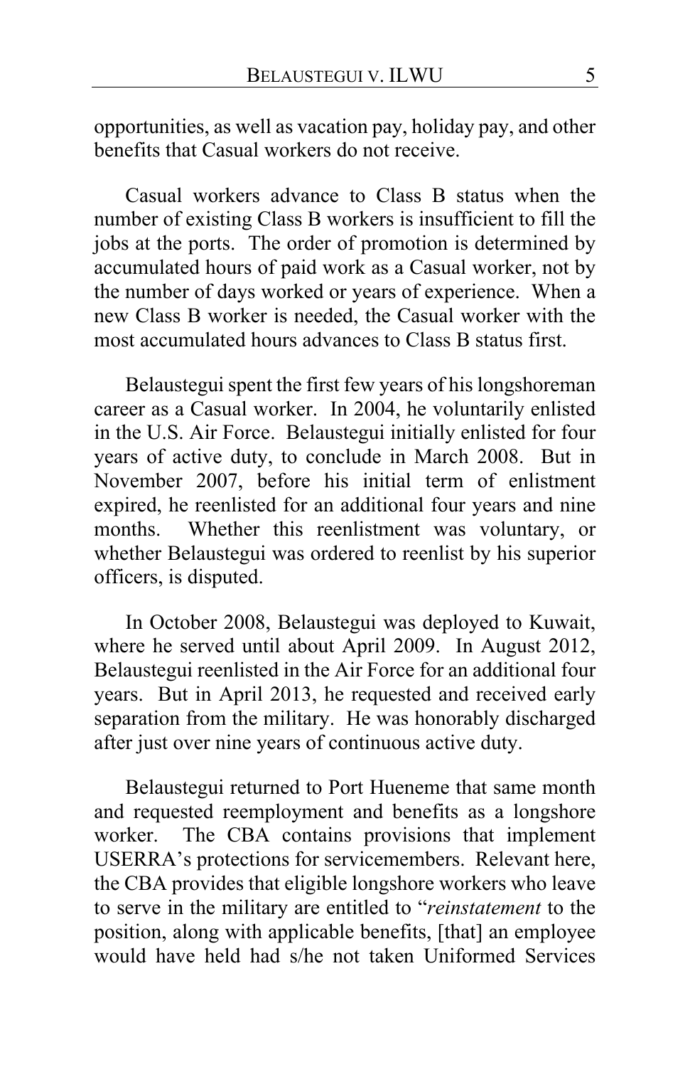opportunities, as well as vacation pay, holiday pay, and other benefits that Casual workers do not receive.

Casual workers advance to Class B status when the number of existing Class B workers is insufficient to fill the jobs at the ports. The order of promotion is determined by accumulated hours of paid work as a Casual worker, not by the number of days worked or years of experience. When a new Class B worker is needed, the Casual worker with the most accumulated hours advances to Class B status first.

Belaustegui spent the first few years of his longshoreman career as a Casual worker. In 2004, he voluntarily enlisted in the U.S. Air Force. Belaustegui initially enlisted for four years of active duty, to conclude in March 2008. But in November 2007, before his initial term of enlistment expired, he reenlisted for an additional four years and nine months. Whether this reenlistment was voluntary, or whether Belaustegui was ordered to reenlist by his superior officers, is disputed.

In October 2008, Belaustegui was deployed to Kuwait, where he served until about April 2009. In August 2012, Belaustegui reenlisted in the Air Force for an additional four years. But in April 2013, he requested and received early separation from the military. He was honorably discharged after just over nine years of continuous active duty.

Belaustegui returned to Port Hueneme that same month and requested reemployment and benefits as a longshore worker. The CBA contains provisions that implement USERRA's protections for servicemembers. Relevant here, the CBA provides that eligible longshore workers who leave to serve in the military are entitled to "*reinstatement* to the position, along with applicable benefits, [that] an employee would have held had s/he not taken Uniformed Services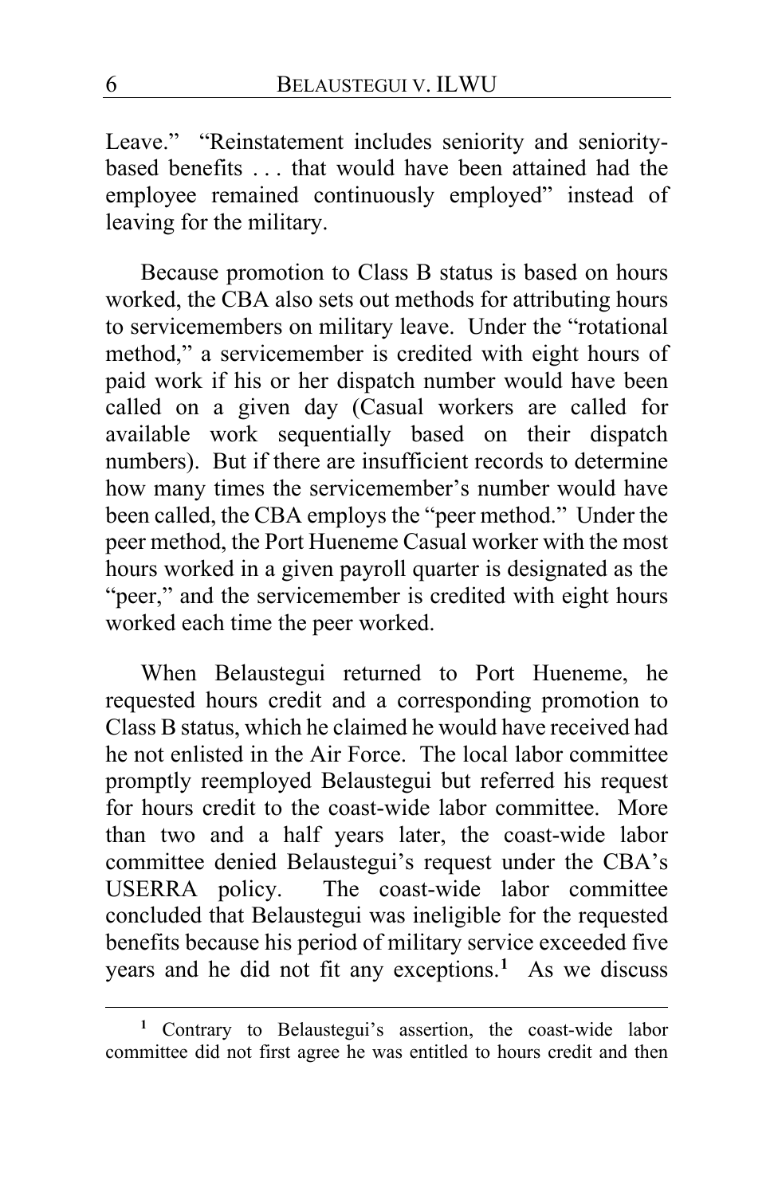Leave." "Reinstatement includes seniority and seniority-based benefits . . . that would have been attained had the employee remained continuously employed" instead of leaving for the military.

Because promotion to Class B status is based on hours worked, the CBA also sets out methods for attributing hours to servicemembers on military leave. Under the "rotational method," a servicemember is credited with eight hours of paid work if his or her dispatch number would have been called on a given day (Casual workers are called for available work sequentially based on their dispatch numbers). But if there are insufficient records to determine how many times the servicemember's number would have been called, the CBA employs the "peer method." Under the peer method, the Port Hueneme Casual worker with the most hours worked in a given payroll quarter is designated as the "peer," and the servicemember is credited with eight hours worked each time the peer worked.

When Belaustegui returned to Port Hueneme, he requested hours credit and a corresponding promotion to Class B status, which he claimed he would have received had he not enlisted in the Air Force. The local labor committee promptly reemployed Belaustegui but referred his request for hours credit to the coast-wide labor committee. More than two and a half years later, the coast-wide labor committee denied Belaustegui's request under the CBA's USERRA policy. The coast-wide labor committee concluded that Belaustegui was ineligible for the requested benefits because his period of military service exceeded five years and he did not fit any exceptions.[1] As we discuss

---

[1] Contrary to Belaustegui's assertion, the coast-wide labor committee did not first agree he was entitled to hours credit and then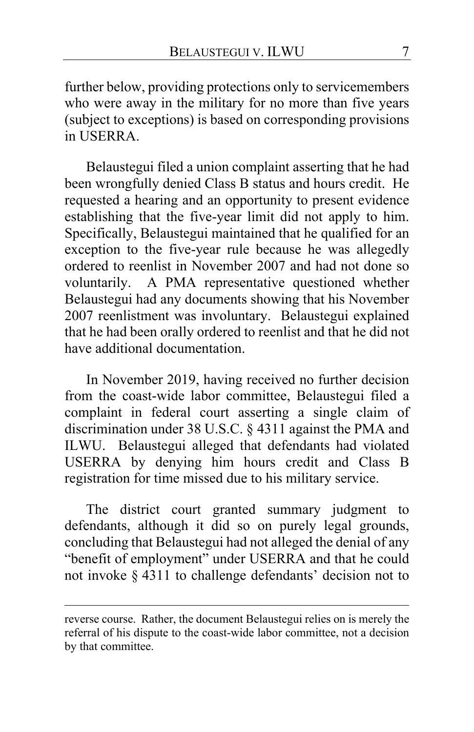further below, providing protections only to servicemembers who were away in the military for no more than five years (subject to exceptions) is based on corresponding provisions in USERRA.

Belaustegui filed a union complaint asserting that he had been wrongfully denied Class B status and hours credit. He requested a hearing and an opportunity to present evidence establishing that the five-year limit did not apply to him. Specifically, Belaustegui maintained that he qualified for an exception to the five-year rule because he was allegedly ordered to reenlist in November 2007 and had not done so voluntarily. A PMA representative questioned whether Belaustegui had any documents showing that his November 2007 reenlistment was involuntary. Belaustegui explained that he had been orally ordered to reenlist and that he did not have additional documentation.

In November 2019, having received no further decision from the coast-wide labor committee, Belaustegui filed a complaint in federal court asserting a single claim of discrimination under 38 U.S.C. § 4311 against the PMA and ILWU. Belaustegui alleged that defendants had violated USERRA by denying him hours credit and Class B registration for time missed due to his military service.

The district court granted summary judgment to defendants, although it did so on purely legal grounds, concluding that Belaustegui had not alleged the denial of any "benefit of employment" under USERRA and that he could not invoke § 4311 to challenge defendants' decision not to

---

reverse course. Rather, the document Belaustegui relies on is merely the referral of his dispute to the coast-wide labor committee, not a decision by that committee.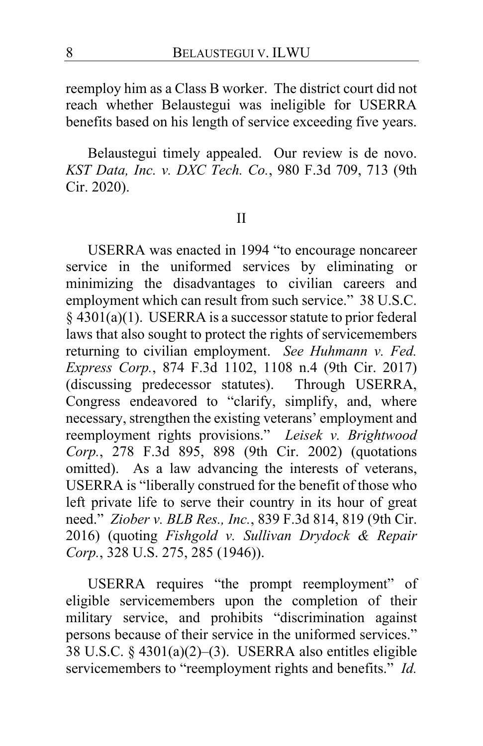reemploy him as a Class B worker. The district court did not reach whether Belaustegui was ineligible for USERRA benefits based on his length of service exceeding five years.

Belaustegui timely appealed. Our review is de novo. *KST Data, Inc. v. DXC Tech. Co.*, 980 F.3d 709, 713 (9th Cir. 2020).

## II

USERRA was enacted in 1994 "to encourage noncareer service in the uniformed services by eliminating or minimizing the disadvantages to civilian careers and employment which can result from such service." 38 U.S.C. § 4301(a)(1). USERRA is a successor statute to prior federal laws that also sought to protect the rights of servicemembers returning to civilian employment. *See Huhmann v. Fed. Express Corp.*, 874 F.3d 1102, 1108 n.4 (9th Cir. 2017) (discussing predecessor statutes). Through USERRA, Congress endeavored to "clarify, simplify, and, where necessary, strengthen the existing veterans' employment and reemployment rights provisions." *Leisek v. Brightwood Corp.*, 278 F.3d 895, 898 (9th Cir. 2002) (quotations omitted). As a law advancing the interests of veterans, USERRA is "liberally construed for the benefit of those who left private life to serve their country in its hour of great need." *Ziober v. BLB Res., Inc.*, 839 F.3d 814, 819 (9th Cir. 2016) (quoting *Fishgold v. Sullivan Drydock & Repair Corp.*, 328 U.S. 275, 285 (1946)).

USERRA requires "the prompt reemployment" of eligible servicemembers upon the completion of their military service, and prohibits "discrimination against persons because of their service in the uniformed services." 38 U.S.C. § 4301(a)(2)–(3). USERRA also entitles eligible servicemembers to "reemployment rights and benefits." *Id.*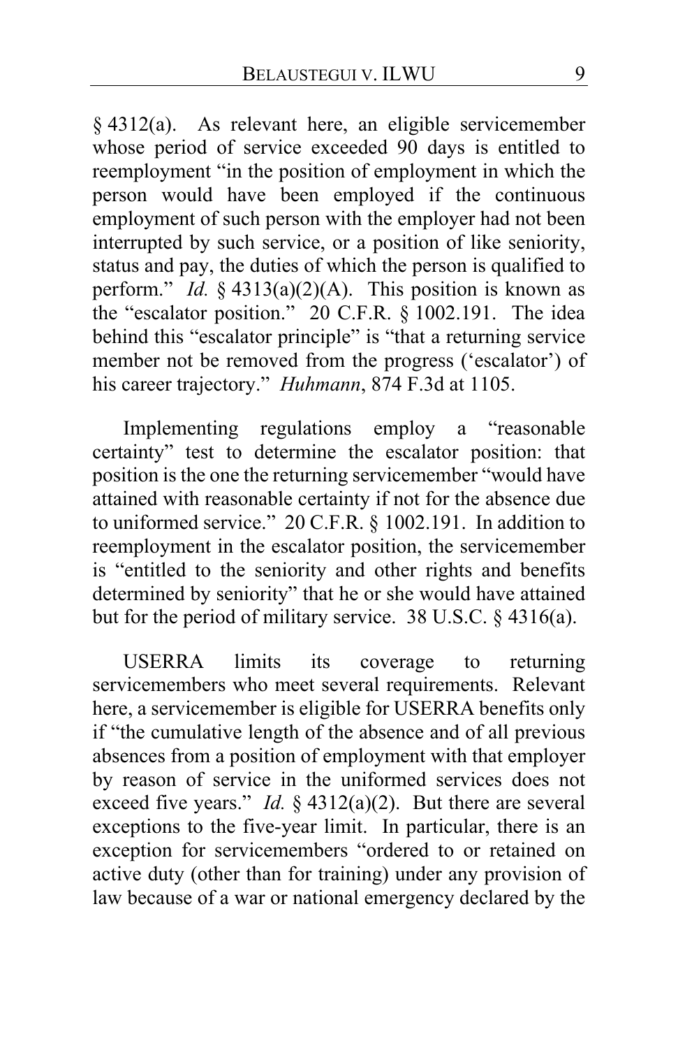§ 4312(a). As relevant here, an eligible servicemember whose period of service exceeded 90 days is entitled to reemployment "in the position of employment in which the person would have been employed if the continuous employment of such person with the employer had not been interrupted by such service, or a position of like seniority, status and pay, the duties of which the person is qualified to perform." *Id.* § 4313(a)(2)(A). This position is known as the "escalator position." 20 C.F.R. § 1002.191. The idea behind this "escalator principle" is "that a returning service member not be removed from the progress ('escalator') of his career trajectory." *Huhmann*, 874 F.3d at 1105.

Implementing regulations employ a "reasonable certainty" test to determine the escalator position: that position is the one the returning servicemember "would have attained with reasonable certainty if not for the absence due to uniformed service." 20 C.F.R. § 1002.191. In addition to reemployment in the escalator position, the servicemember is "entitled to the seniority and other rights and benefits determined by seniority" that he or she would have attained but for the period of military service. 38 U.S.C. § 4316(a).

USERRA limits its coverage to returning servicemembers who meet several requirements. Relevant here, a servicemember is eligible for USERRA benefits only if "the cumulative length of the absence and of all previous absences from a position of employment with that employer by reason of service in the uniformed services does not exceed five years." *Id.* § 4312(a)(2). But there are several exceptions to the five-year limit. In particular, there is an exception for servicemembers "ordered to or retained on active duty (other than for training) under any provision of law because of a war or national emergency declared by the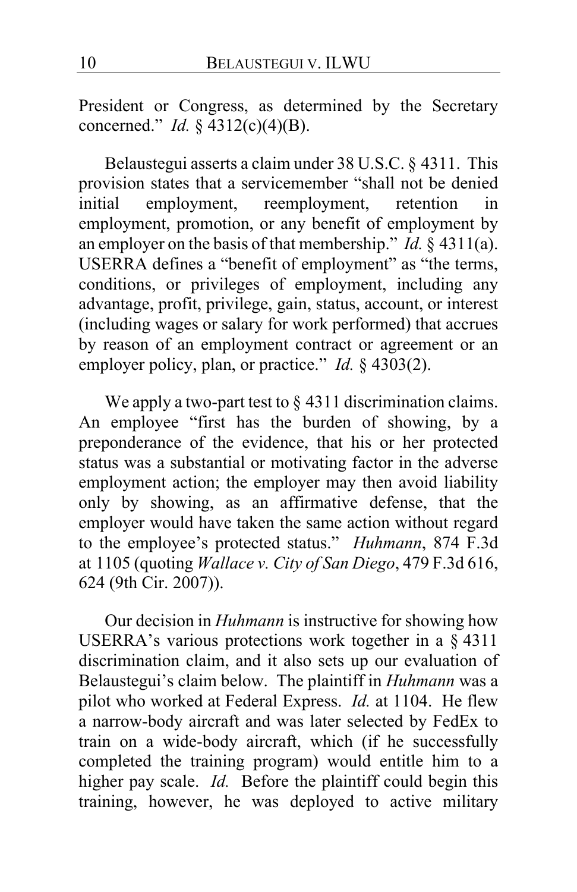President or Congress, as determined by the Secretary concerned." *Id.* § 4312(c)(4)(B).

Belaustegui asserts a claim under 38 U.S.C. § 4311. This provision states that a servicemember "shall not be denied initial employment, reemployment, retention in employment, promotion, or any benefit of employment by an employer on the basis of that membership." *Id.* § 4311(a). USERRA defines a "benefit of employment" as "the terms, conditions, or privileges of employment, including any advantage, profit, privilege, gain, status, account, or interest (including wages or salary for work performed) that accrues by reason of an employment contract or agreement or an employer policy, plan, or practice." *Id.* § 4303(2).

We apply a two-part test to § 4311 discrimination claims. An employee "first has the burden of showing, by a preponderance of the evidence, that his or her protected status was a substantial or motivating factor in the adverse employment action; the employer may then avoid liability only by showing, as an affirmative defense, that the employer would have taken the same action without regard to the employee's protected status." *Huhmann*, 874 F.3d at 1105 (quoting *Wallace v. City of San Diego*, 479 F.3d 616, 624 (9th Cir. 2007)).

Our decision in *Huhmann* is instructive for showing how USERRA's various protections work together in a § 4311 discrimination claim, and it also sets up our evaluation of Belaustegui's claim below. The plaintiff in *Huhmann* was a pilot who worked at Federal Express. *Id.* at 1104. He flew a narrow-body aircraft and was later selected by FedEx to train on a wide-body aircraft, which (if he successfully completed the training program) would entitle him to a higher pay scale. *Id.* Before the plaintiff could begin this training, however, he was deployed to active military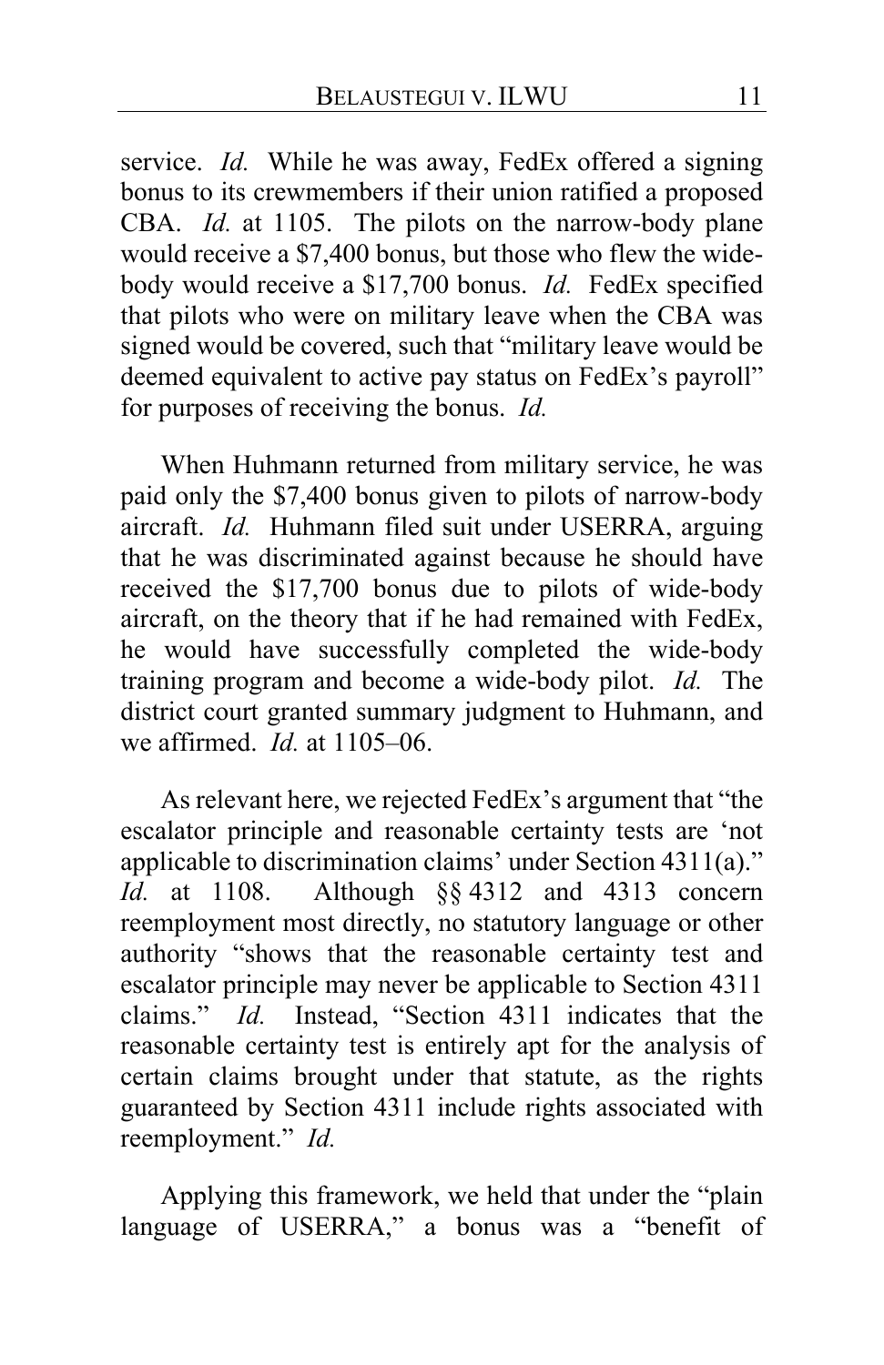service. *Id.* While he was away, FedEx offered a signing bonus to its crewmembers if their union ratified a proposed CBA. *Id.* at 1105. The pilots on the narrow-body plane would receive a $7,400 bonus, but those who flew the wide-body would receive a $17,700 bonus. *Id.* FedEx specified that pilots who were on military leave when the CBA was signed would be covered, such that "military leave would be deemed equivalent to active pay status on FedEx's payroll" for purposes of receiving the bonus. *Id.*

When Huhmann returned from military service, he was paid only the $7,400 bonus given to pilots of narrow-body aircraft. *Id.* Huhmann filed suit under USERRA, arguing that he was discriminated against because he should have received the $17,700 bonus due to pilots of wide-body aircraft, on the theory that if he had remained with FedEx, he would have successfully completed the wide-body training program and become a wide-body pilot. *Id.* The district court granted summary judgment to Huhmann, and we affirmed. *Id.* at 1105–06.

As relevant here, we rejected FedEx's argument that "the escalator principle and reasonable certainty tests are 'not applicable to discrimination claims' under Section 4311(a)." *Id.* at 1108. Although §§ 4312 and 4313 concern reemployment most directly, no statutory language or other authority "shows that the reasonable certainty test and escalator principle may never be applicable to Section 4311 claims." *Id.* Instead, "Section 4311 indicates that the reasonable certainty test is entirely apt for the analysis of certain claims brought under that statute, as the rights guaranteed by Section 4311 include rights associated with reemployment." *Id.*

Applying this framework, we held that under the "plain language of USERRA," a bonus was a "benefit of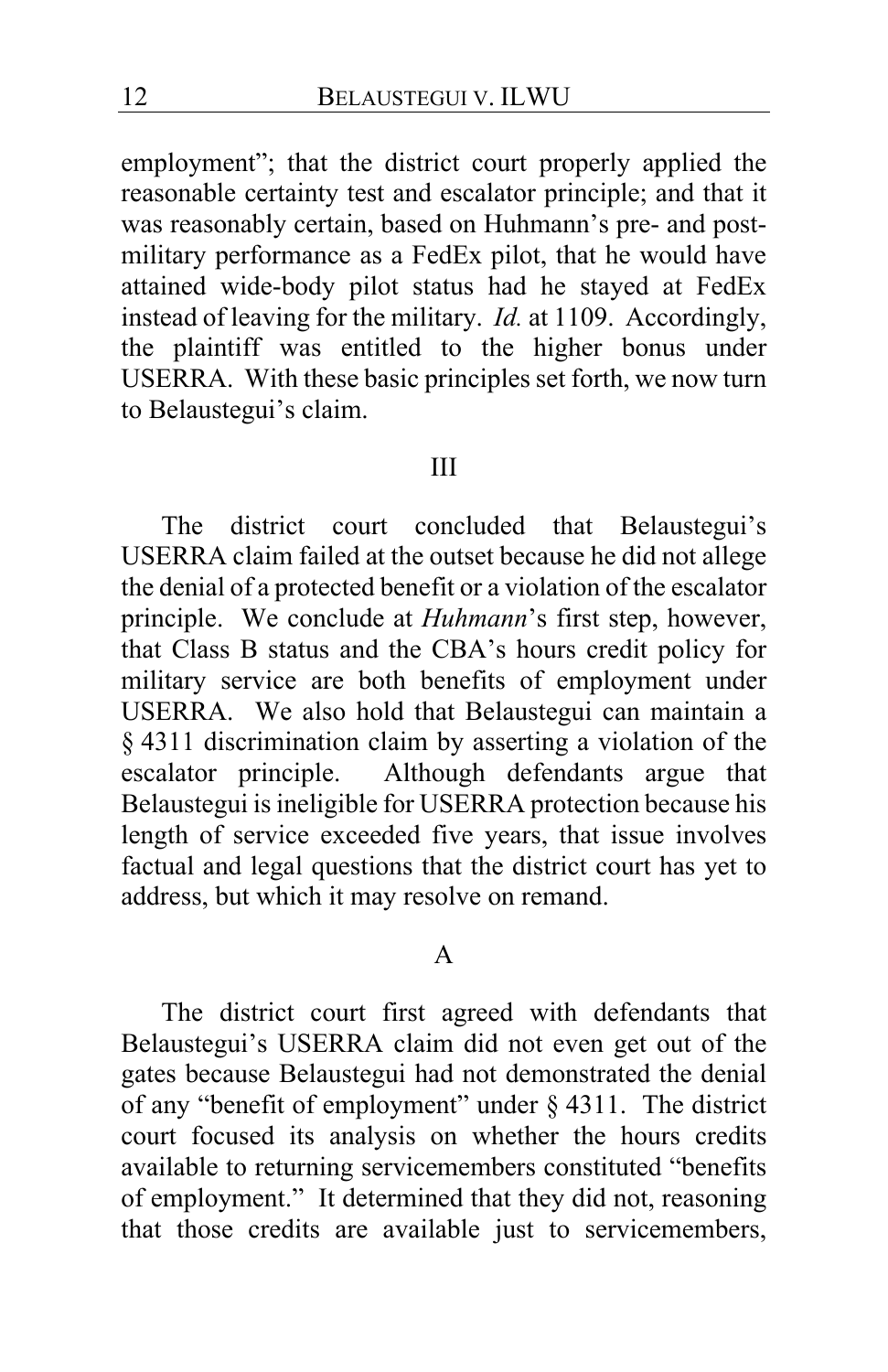employment"; that the district court properly applied the reasonable certainty test and escalator principle; and that it was reasonably certain, based on Huhmann's pre- and post-military performance as a FedEx pilot, that he would have attained wide-body pilot status had he stayed at FedEx instead of leaving for the military. *Id.* at 1109. Accordingly, the plaintiff was entitled to the higher bonus under USERRA. With these basic principles set forth, we now turn to Belaustegui's claim.

## III

The district court concluded that Belaustegui's USERRA claim failed at the outset because he did not allege the denial of a protected benefit or a violation of the escalator principle. We conclude at *Huhmann*'s first step, however, that Class B status and the CBA's hours credit policy for military service are both benefits of employment under USERRA. We also hold that Belaustegui can maintain a § 4311 discrimination claim by asserting a violation of the escalator principle. Although defendants argue that Belaustegui is ineligible for USERRA protection because his length of service exceeded five years, that issue involves factual and legal questions that the district court has yet to address, but which it may resolve on remand.

### A

The district court first agreed with defendants that Belaustegui's USERRA claim did not even get out of the gates because Belaustegui had not demonstrated the denial of any "benefit of employment" under § 4311. The district court focused its analysis on whether the hours credits available to returning servicemembers constituted "benefits of employment." It determined that they did not, reasoning that those credits are available just to servicemembers,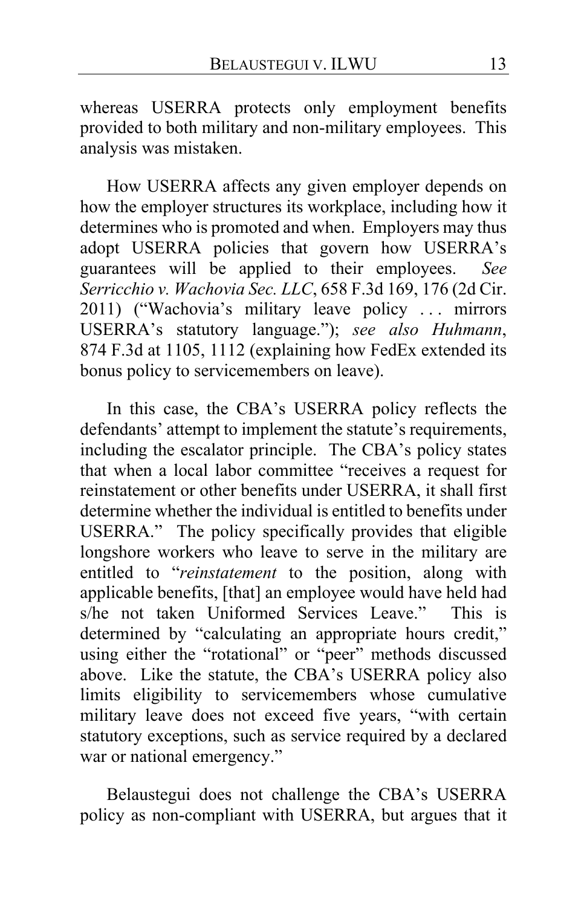whereas USERRA protects only employment benefits provided to both military and non-military employees. This analysis was mistaken.

How USERRA affects any given employer depends on how the employer structures its workplace, including how it determines who is promoted and when. Employers may thus adopt USERRA policies that govern how USERRA's guarantees will be applied to their employees. *See Serricchio v. Wachovia Sec. LLC*, 658 F.3d 169, 176 (2d Cir. 2011) ("Wachovia's military leave policy . . . mirrors USERRA's statutory language."); *see also Huhmann*, 874 F.3d at 1105, 1112 (explaining how FedEx extended its bonus policy to servicemembers on leave).

In this case, the CBA's USERRA policy reflects the defendants' attempt to implement the statute's requirements, including the escalator principle. The CBA's policy states that when a local labor committee "receives a request for reinstatement or other benefits under USERRA, it shall first determine whether the individual is entitled to benefits under USERRA." The policy specifically provides that eligible longshore workers who leave to serve in the military are entitled to "*reinstatement* to the position, along with applicable benefits, [that] an employee would have held had s/he not taken Uniformed Services Leave." This is determined by "calculating an appropriate hours credit," using either the "rotational" or "peer" methods discussed above. Like the statute, the CBA's USERRA policy also limits eligibility to servicemembers whose cumulative military leave does not exceed five years, "with certain statutory exceptions, such as service required by a declared war or national emergency."

Belaustegui does not challenge the CBA's USERRA policy as non-compliant with USERRA, but argues that it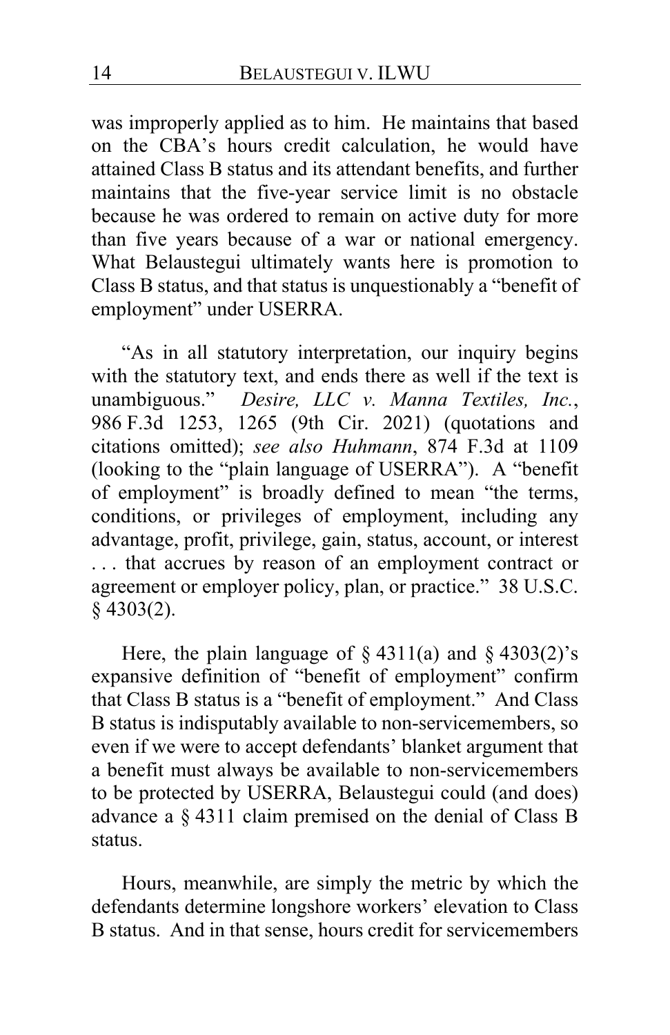was improperly applied as to him. He maintains that based on the CBA's hours credit calculation, he would have attained Class B status and its attendant benefits, and further maintains that the five-year service limit is no obstacle because he was ordered to remain on active duty for more than five years because of a war or national emergency. What Belaustegui ultimately wants here is promotion to Class B status, and that status is unquestionably a "benefit of employment" under USERRA.

"As in all statutory interpretation, our inquiry begins with the statutory text, and ends there as well if the text is unambiguous." *Desire, LLC v. Manna Textiles, Inc.*, 986 F.3d 1253, 1265 (9th Cir. 2021) (quotations and citations omitted); *see also Huhmann*, 874 F.3d at 1109 (looking to the "plain language of USERRA"). A "benefit of employment" is broadly defined to mean "the terms, conditions, or privileges of employment, including any advantage, profit, privilege, gain, status, account, or interest . . . that accrues by reason of an employment contract or agreement or employer policy, plan, or practice." 38 U.S.C. § 4303(2).

Here, the plain language of § 4311(a) and § 4303(2)'s expansive definition of "benefit of employment" confirm that Class B status is a "benefit of employment." And Class B status is indisputably available to non-servicemembers, so even if we were to accept defendants' blanket argument that a benefit must always be available to non-servicemembers to be protected by USERRA, Belaustegui could (and does) advance a § 4311 claim premised on the denial of Class B status.

Hours, meanwhile, are simply the metric by which the defendants determine longshore workers' elevation to Class B status. And in that sense, hours credit for servicemembers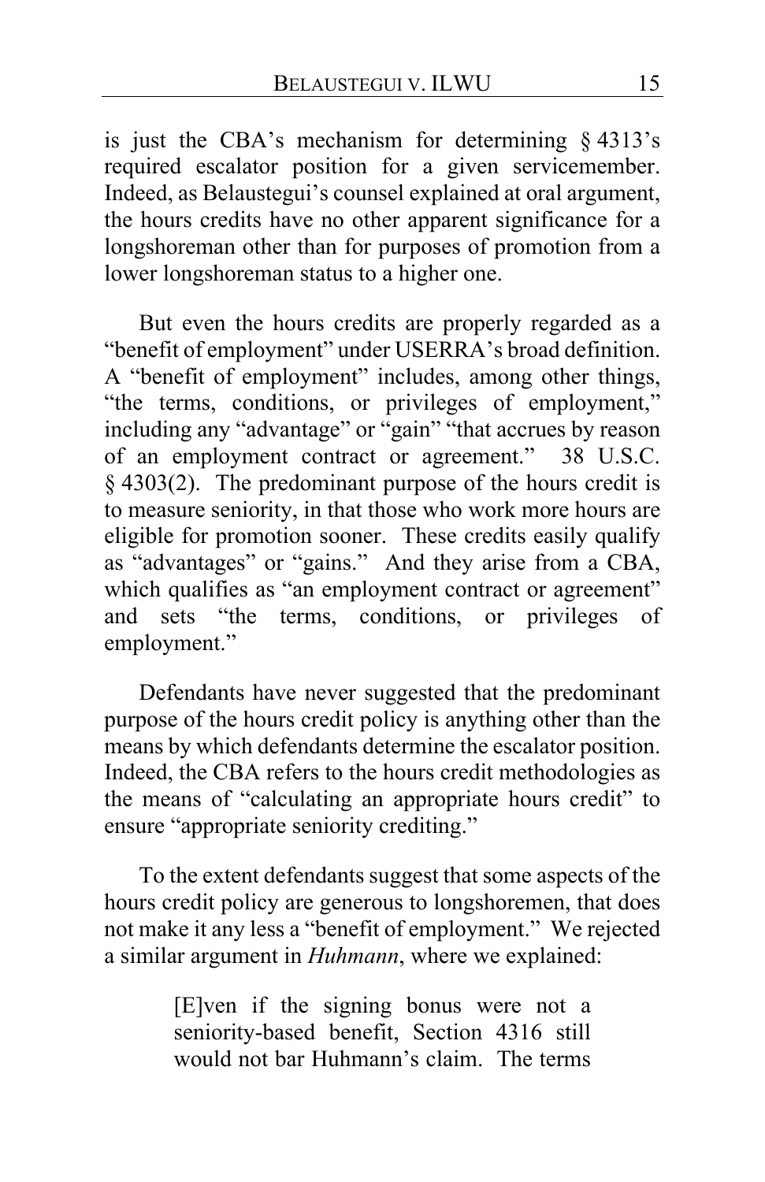is just the CBA's mechanism for determining § 4313's required escalator position for a given servicemember. Indeed, as Belaustegui's counsel explained at oral argument, the hours credits have no other apparent significance for a longshoreman other than for purposes of promotion from a lower longshoreman status to a higher one.

But even the hours credits are properly regarded as a "benefit of employment" under USERRA's broad definition. A "benefit of employment" includes, among other things, "the terms, conditions, or privileges of employment," including any "advantage" or "gain" "that accrues by reason of an employment contract or agreement." 38 U.S.C. § 4303(2). The predominant purpose of the hours credit is to measure seniority, in that those who work more hours are eligible for promotion sooner. These credits easily qualify as "advantages" or "gains." And they arise from a CBA, which qualifies as "an employment contract or agreement" and sets "the terms, conditions, or privileges of employment."

Defendants have never suggested that the predominant purpose of the hours credit policy is anything other than the means by which defendants determine the escalator position. Indeed, the CBA refers to the hours credit methodologies as the means of "calculating an appropriate hours credit" to ensure "appropriate seniority crediting."

To the extent defendants suggest that some aspects of the hours credit policy are generous to longshoremen, that does not make it any less a "benefit of employment." We rejected a similar argument in *Huhmann*, where we explained:

> [E]ven if the signing bonus were not a seniority-based benefit, Section 4316 still would not bar Huhmann's claim. The terms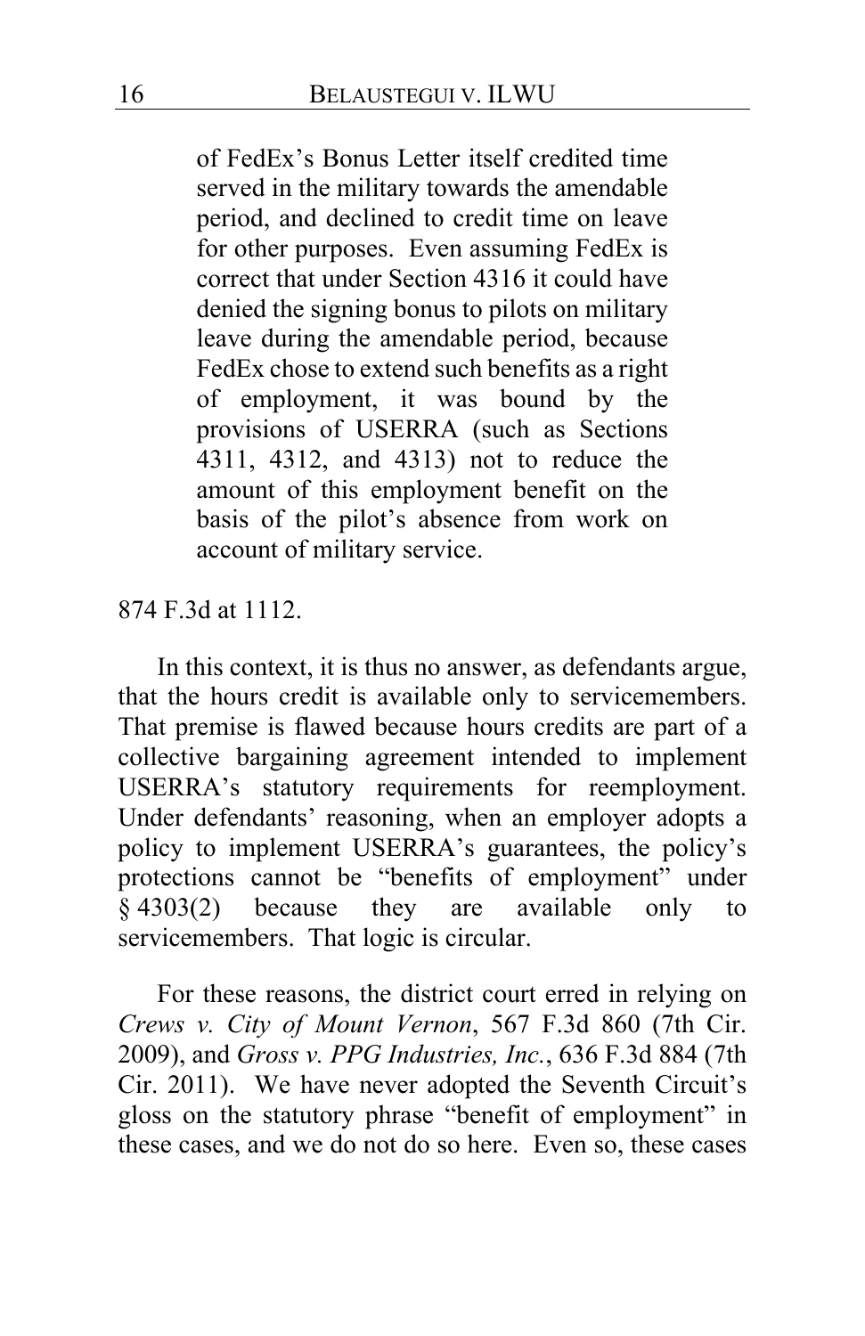> of FedEx's Bonus Letter itself credited time served in the military towards the amendable period, and declined to credit time on leave for other purposes. Even assuming FedEx is correct that under Section 4316 it could have denied the signing bonus to pilots on military leave during the amendable period, because FedEx chose to extend such benefits as a right of employment, it was bound by the provisions of USERRA (such as Sections 4311, 4312, and 4313) not to reduce the amount of this employment benefit on the basis of the pilot's absence from work on account of military service.

874 F.3d at 1112.

In this context, it is thus no answer, as defendants argue, that the hours credit is available only to servicemembers. That premise is flawed because hours credits are part of a collective bargaining agreement intended to implement USERRA's statutory requirements for reemployment. Under defendants' reasoning, when an employer adopts a policy to implement USERRA's guarantees, the policy's protections cannot be "benefits of employment" under § 4303(2) because they are available only to servicemembers. That logic is circular.

For these reasons, the district court erred in relying on *Crews v. City of Mount Vernon*, 567 F.3d 860 (7th Cir. 2009), and *Gross v. PPG Industries, Inc.*, 636 F.3d 884 (7th Cir. 2011). We have never adopted the Seventh Circuit's gloss on the statutory phrase "benefit of employment" in these cases, and we do not do so here. Even so, these cases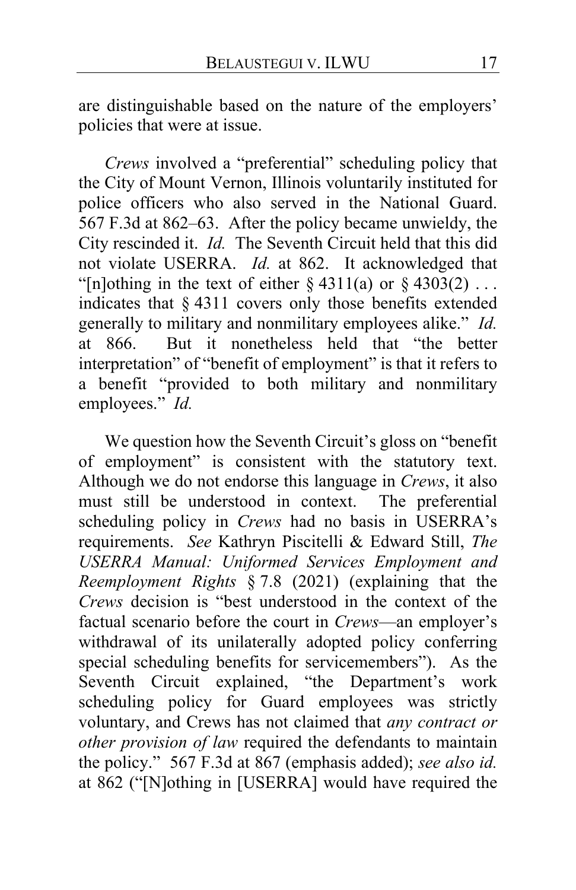are distinguishable based on the nature of the employers' policies that were at issue.

*Crews* involved a "preferential" scheduling policy that the City of Mount Vernon, Illinois voluntarily instituted for police officers who also served in the National Guard. 567 F.3d at 862–63. After the policy became unwieldy, the City rescinded it. *Id.* The Seventh Circuit held that this did not violate USERRA. *Id.* at 862. It acknowledged that "[n]othing in the text of either § 4311(a) or § 4303(2) . . . indicates that § 4311 covers only those benefits extended generally to military and nonmilitary employees alike." *Id.* at 866. But it nonetheless held that "the better interpretation" of "benefit of employment" is that it refers to a benefit "provided to both military and nonmilitary employees." *Id.*

We question how the Seventh Circuit's gloss on "benefit of employment" is consistent with the statutory text. Although we do not endorse this language in *Crews*, it also must still be understood in context. The preferential scheduling policy in *Crews* had no basis in USERRA's requirements. *See* Kathryn Piscitelli & Edward Still, *The USERRA Manual: Uniformed Services Employment and Reemployment Rights* § 7.8 (2021) (explaining that the *Crews* decision is "best understood in the context of the factual scenario before the court in *Crews*—an employer's withdrawal of its unilaterally adopted policy conferring special scheduling benefits for servicemembers"). As the Seventh Circuit explained, "the Department's work scheduling policy for Guard employees was strictly voluntary, and Crews has not claimed that *any contract or other provision of law* required the defendants to maintain the policy." 567 F.3d at 867 (emphasis added); *see also id.* at 862 ("[N]othing in [USERRA] would have required the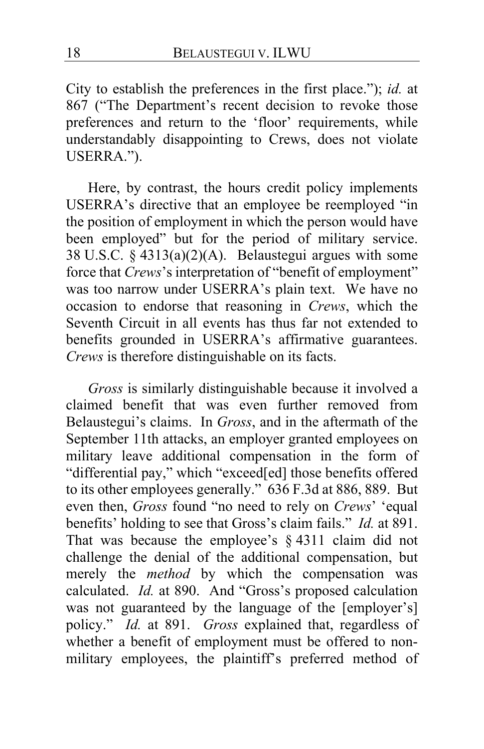City to establish the preferences in the first place."); *id.* at 867 ("The Department's recent decision to revoke those preferences and return to the 'floor' requirements, while understandably disappointing to Crews, does not violate USERRA.").

Here, by contrast, the hours credit policy implements USERRA's directive that an employee be reemployed "in the position of employment in which the person would have been employed" but for the period of military service. 38 U.S.C. § 4313(a)(2)(A). Belaustegui argues with some force that *Crews*'s interpretation of "benefit of employment" was too narrow under USERRA's plain text. We have no occasion to endorse that reasoning in *Crews*, which the Seventh Circuit in all events has thus far not extended to benefits grounded in USERRA's affirmative guarantees. *Crews* is therefore distinguishable on its facts.

*Gross* is similarly distinguishable because it involved a claimed benefit that was even further removed from Belaustegui's claims. In *Gross*, and in the aftermath of the September 11th attacks, an employer granted employees on military leave additional compensation in the form of "differential pay," which "exceed[ed] those benefits offered to its other employees generally." 636 F.3d at 886, 889. But even then, *Gross* found "no need to rely on *Crews*' 'equal benefits' holding to see that Gross's claim fails." *Id.* at 891. That was because the employee's § 4311 claim did not challenge the denial of the additional compensation, but merely the *method* by which the compensation was calculated. *Id.* at 890. And "Gross's proposed calculation was not guaranteed by the language of the [employer's] policy." *Id.* at 891. *Gross* explained that, regardless of whether a benefit of employment must be offered to non-military employees, the plaintiff's preferred method of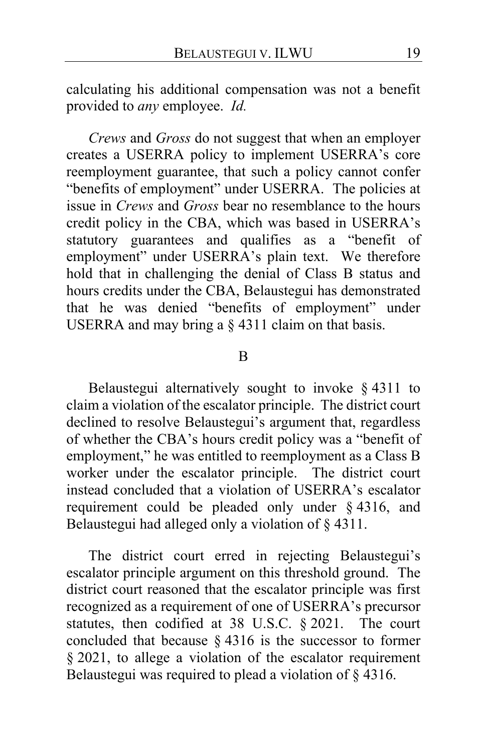calculating his additional compensation was not a benefit provided to *any* employee. *Id.*

*Crews* and *Gross* do not suggest that when an employer creates a USERRA policy to implement USERRA's core reemployment guarantee, that such a policy cannot confer "benefits of employment" under USERRA. The policies at issue in *Crews* and *Gross* bear no resemblance to the hours credit policy in the CBA, which was based in USERRA's statutory guarantees and qualifies as a "benefit of employment" under USERRA's plain text. We therefore hold that in challenging the denial of Class B status and hours credits under the CBA, Belaustegui has demonstrated that he was denied "benefits of employment" under USERRA and may bring a § 4311 claim on that basis.

## B

Belaustegui alternatively sought to invoke § 4311 to claim a violation of the escalator principle. The district court declined to resolve Belaustegui's argument that, regardless of whether the CBA's hours credit policy was a "benefit of employment," he was entitled to reemployment as a Class B worker under the escalator principle. The district court instead concluded that a violation of USERRA's escalator requirement could be pleaded only under § 4316, and Belaustegui had alleged only a violation of § 4311.

The district court erred in rejecting Belaustegui's escalator principle argument on this threshold ground. The district court reasoned that the escalator principle was first recognized as a requirement of one of USERRA's precursor statutes, then codified at 38 U.S.C. § 2021. The court concluded that because § 4316 is the successor to former § 2021, to allege a violation of the escalator requirement Belaustegui was required to plead a violation of § 4316.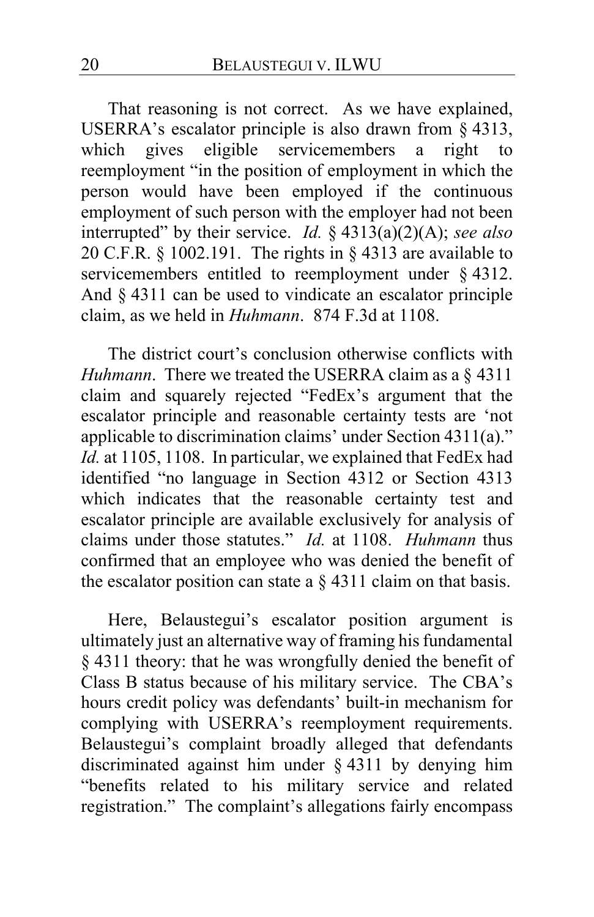That reasoning is not correct. As we have explained, USERRA's escalator principle is also drawn from § 4313, which gives eligible servicemembers a right to reemployment "in the position of employment in which the person would have been employed if the continuous employment of such person with the employer had not been interrupted" by their service. *Id.* § 4313(a)(2)(A); *see also* 20 C.F.R. § 1002.191. The rights in § 4313 are available to servicemembers entitled to reemployment under § 4312. And § 4311 can be used to vindicate an escalator principle claim, as we held in *Huhmann*. 874 F.3d at 1108.

The district court's conclusion otherwise conflicts with *Huhmann*. There we treated the USERRA claim as a § 4311 claim and squarely rejected "FedEx's argument that the escalator principle and reasonable certainty tests are 'not applicable to discrimination claims' under Section 4311(a)." *Id.* at 1105, 1108. In particular, we explained that FedEx had identified "no language in Section 4312 or Section 4313 which indicates that the reasonable certainty test and escalator principle are available exclusively for analysis of claims under those statutes." *Id.* at 1108. *Huhmann* thus confirmed that an employee who was denied the benefit of the escalator position can state a § 4311 claim on that basis.

Here, Belaustegui's escalator position argument is ultimately just an alternative way of framing his fundamental § 4311 theory: that he was wrongfully denied the benefit of Class B status because of his military service. The CBA's hours credit policy was defendants' built-in mechanism for complying with USERRA's reemployment requirements. Belaustegui's complaint broadly alleged that defendants discriminated against him under § 4311 by denying him "benefits related to his military service and related registration." The complaint's allegations fairly encompass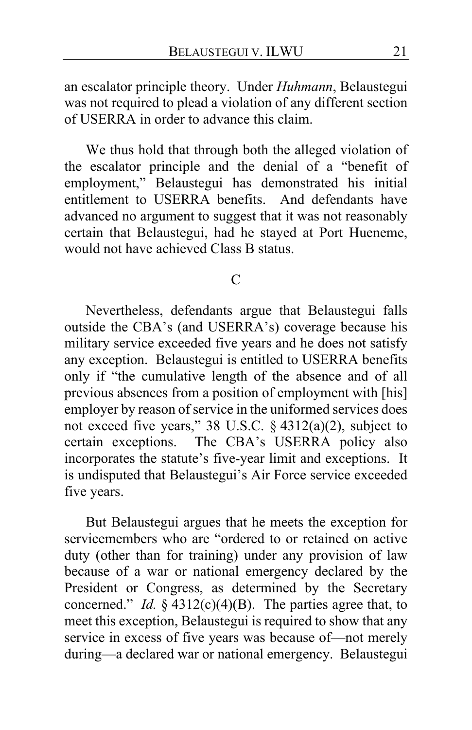an escalator principle theory. Under *Huhmann*, Belaustegui was not required to plead a violation of any different section of USERRA in order to advance this claim.

We thus hold that through both the alleged violation of the escalator principle and the denial of a "benefit of employment," Belaustegui has demonstrated his initial entitlement to USERRA benefits. And defendants have advanced no argument to suggest that it was not reasonably certain that Belaustegui, had he stayed at Port Hueneme, would not have achieved Class B status.

C

Nevertheless, defendants argue that Belaustegui falls outside the CBA's (and USERRA's) coverage because his military service exceeded five years and he does not satisfy any exception. Belaustegui is entitled to USERRA benefits only if "the cumulative length of the absence and of all previous absences from a position of employment with [his] employer by reason of service in the uniformed services does not exceed five years," 38 U.S.C. § 4312(a)(2), subject to certain exceptions. The CBA's USERRA policy also incorporates the statute's five-year limit and exceptions. It is undisputed that Belaustegui's Air Force service exceeded five years.

But Belaustegui argues that he meets the exception for servicemembers who are "ordered to or retained on active duty (other than for training) under any provision of law because of a war or national emergency declared by the President or Congress, as determined by the Secretary concerned." *Id.* § 4312(c)(4)(B). The parties agree that, to meet this exception, Belaustegui is required to show that any service in excess of five years was because of—not merely during—a declared war or national emergency. Belaustegui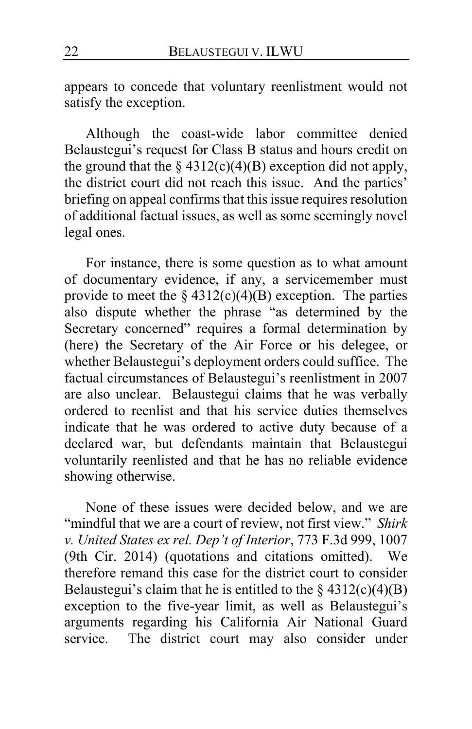appears to concede that voluntary reenlistment would not satisfy the exception.

Although the coast-wide labor committee denied Belaustegui's request for Class B status and hours credit on the ground that the § 4312(c)(4)(B) exception did not apply, the district court did not reach this issue. And the parties' briefing on appeal confirms that this issue requires resolution of additional factual issues, as well as some seemingly novel legal ones.

For instance, there is some question as to what amount of documentary evidence, if any, a servicemember must provide to meet the § 4312(c)(4)(B) exception. The parties also dispute whether the phrase "as determined by the Secretary concerned" requires a formal determination by (here) the Secretary of the Air Force or his delegee, or whether Belaustegui's deployment orders could suffice. The factual circumstances of Belaustegui's reenlistment in 2007 are also unclear. Belaustegui claims that he was verbally ordered to reenlist and that his service duties themselves indicate that he was ordered to active duty because of a declared war, but defendants maintain that Belaustegui voluntarily reenlisted and that he has no reliable evidence showing otherwise.

None of these issues were decided below, and we are "mindful that we are a court of review, not first view." *Shirk v. United States ex rel. Dep't of Interior*, 773 F.3d 999, 1007 (9th Cir. 2014) (quotations and citations omitted). We therefore remand this case for the district court to consider Belaustegui's claim that he is entitled to the § 4312(c)(4)(B) exception to the five-year limit, as well as Belaustegui's arguments regarding his California Air National Guard service. The district court may also consider under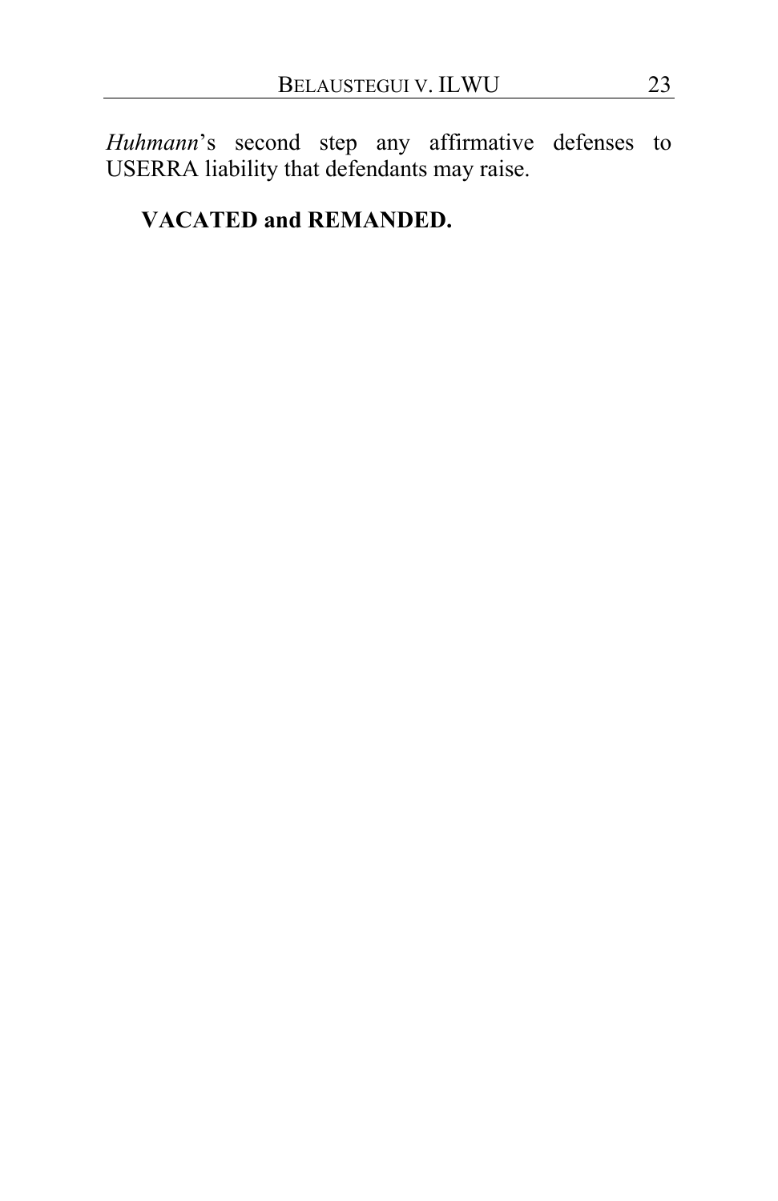*Huhmann*'s second step any affirmative defenses to USERRA liability that defendants may raise.

**VACATED and REMANDED.**